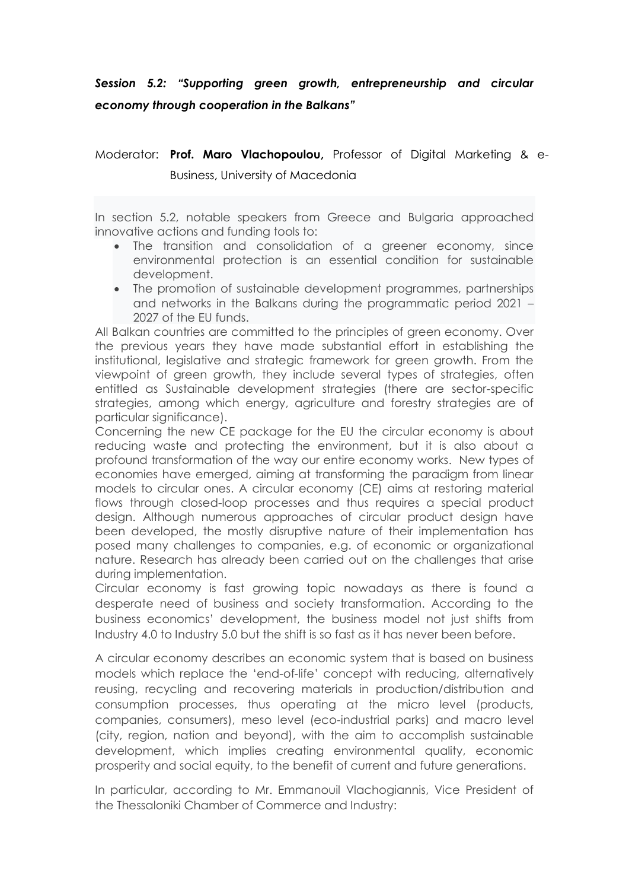## *Session 5.2: "Supporting green growth, entrepreneurship and circular economy through cooperation in the Balkans"*

Moderator: **Prof. Maro Vlachopoulou,** Professor of Digital Marketing & e-Business, University of Macedonia

In section 5.2, notable speakers from Greece and Bulgaria approached innovative actions and funding tools to:

- The transition and consolidation of a greener economy, since environmental protection is an essential condition for sustainable development.
- The promotion of sustainable development programmes, partnerships and networks in the Balkans during the programmatic period 2021 – 2027 of the EU funds.

All Balkan countries are committed to the principles of green economy. Over the previous years they have made substantial effort in establishing the institutional, legislative and strategic framework for green growth. From the viewpoint of green growth, they include several types of strategies, often entitled as Sustainable development strategies (there are sector-specific strategies, among which energy, agriculture and forestry strategies are of particular significance).

Concerning the new CE package for the EU the circular economy is about reducing waste and protecting the environment, but it is also about a profound transformation of the way our entire economy works. New types of economies have emerged, aiming at transforming the paradigm from linear models to circular ones. A circular economy (CE) aims at restoring material flows through closed-loop processes and thus requires a special product design. Although numerous approaches of circular product design have been developed, the mostly disruptive nature of their implementation has posed many challenges to companies, e.g. of economic or organizational nature. Research has already been carried out on the challenges that arise during implementation.

Circular economy is fast growing topic nowadays as there is found a desperate need of business and society transformation. According to the business economics' development, the business model not just shifts from Industry 4.0 to Industry 5.0 but the shift is so fast as it has never been before.

A circular economy describes an economic system that is based on business models which replace the 'end-of-life' concept with reducing, alternatively reusing, recycling and recovering materials in production/distribution and consumption processes, thus operating at the micro level (products, companies, consumers), meso level (eco-industrial parks) and macro level (city, region, nation and beyond), with the aim to accomplish sustainable development, which implies creating environmental quality, economic prosperity and social equity, to the benefit of current and future generations.

In particular, according to Mr. Emmanouil Vlachogiannis, Vice President of the Thessaloniki Chamber of Commerce and Industry: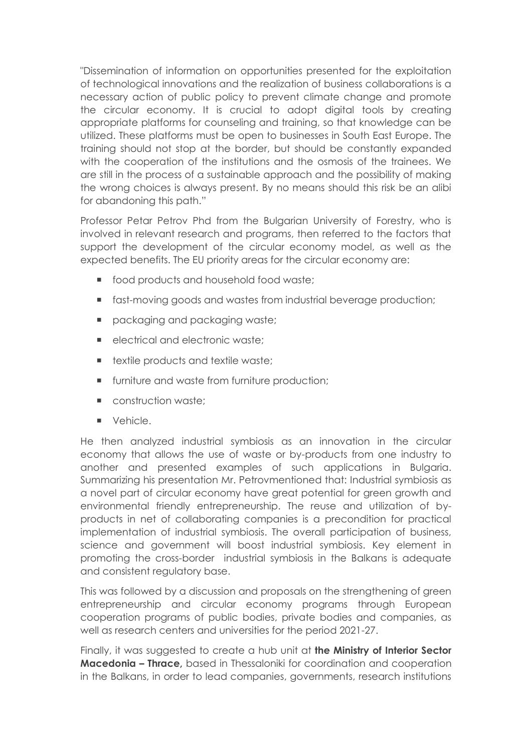"Dissemination of information on opportunities presented for the exploitation of technological innovations and the realization of business collaborations is a necessary action of public policy to prevent climate change and promote the circular economy. It is crucial to adopt digital tools by creating appropriate platforms for counseling and training, so that knowledge can be utilized. These platforms must be open to businesses in South East Europe. The training should not stop at the border, but should be constantly expanded with the cooperation of the institutions and the osmosis of the trainees. We are still in the process of a sustainable approach and the possibility of making the wrong choices is always present. By no means should this risk be an alibi for abandoning this path."

Professor Petar Petrov Phd from the Bulgarian University of Forestry, who is involved in relevant research and programs, then referred to the factors that support the development of the circular economy model, as well as the expected benefits. The EU priority areas for the circular economy are:

- food products and household food waste;
- fast-moving goods and wastes from industrial beverage production;
- packaging and packaging waste;
- electrical and electronic waste;
- textile products and textile waste;
- furniture and waste from furniture production;
- construction waste;
- Vehicle.

He then analyzed industrial symbiosis as an innovation in the circular economy that allows the use of waste or by-products from one industry to another and presented examples of such applications in Bulgaria. Summarizing his presentation Mr. Petrovmentioned that: Industrial symbiosis as a novel part of circular economy have great potential for green growth and environmental friendly entrepreneurship. The reuse and utilization of by-products in net of collaborating companies is a precondition for practical implementation of industrial symbiosis. The overall participation of business, science and government will boost industrial symbiosis. Key element in promoting the cross-border industrial symbiosis in the Balkans is adequate and consistent regulatory base.

This was followed by a discussion and proposals on the strengthening of green entrepreneurship and circular economy programs through European cooperation programs of public bodies, private bodies and companies, as well as research centers and universities for the period 2021-27.

Finally, it was suggested to create a hub unit at **the Ministry of Interior Sector Macedonia – Thrace,** based in Thessaloniki for coordination and cooperation in the Balkans, in order to lead companies, governments, research institutions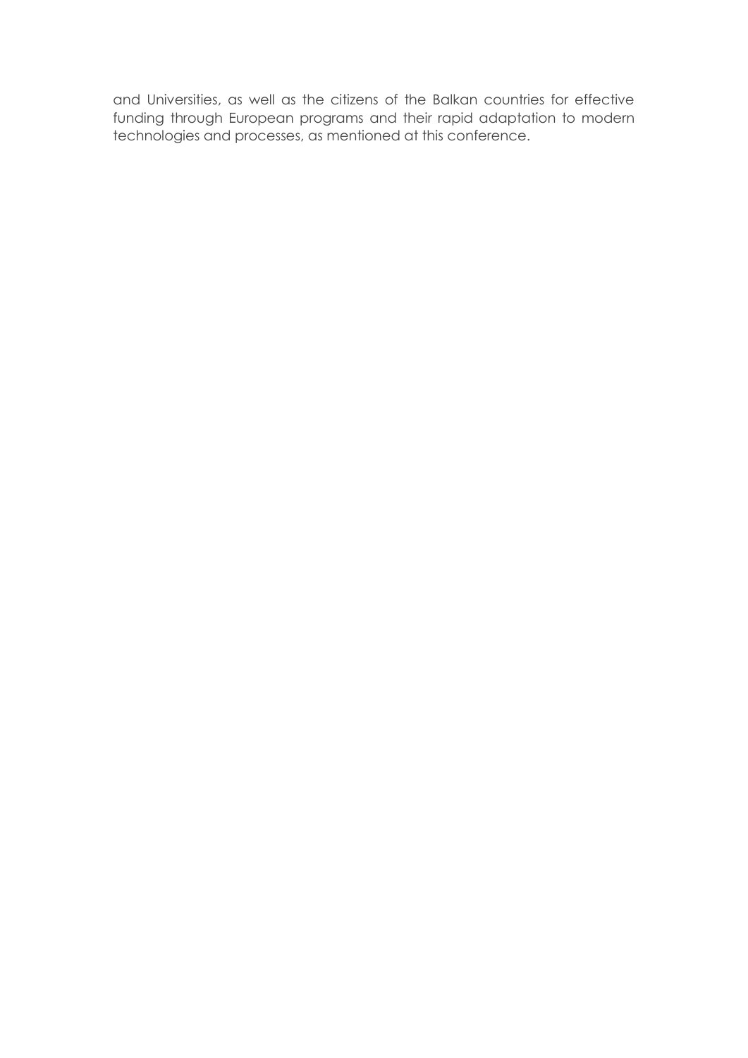and Universities, as well as the citizens of the Balkan countries for effective funding through European programs and their rapid adaptation to modern technologies and processes, as mentioned at this conference.